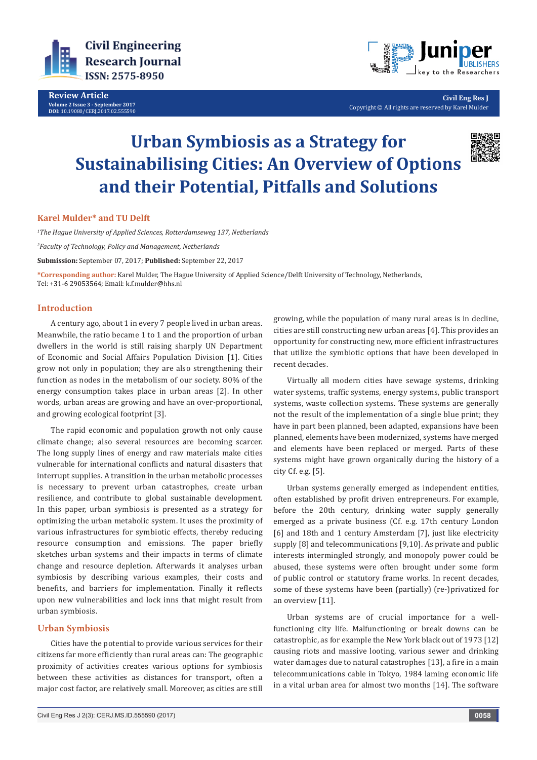Review Article

Volume 2 Issue 3 - September 2017
DOI: 10.19080/CERJ.2017.02.555590

Copyright © All rights are reserved by Karel Mulder

# Urban Symbiosis as a Strategy for Sustainabilising Cities: An Overview of Options and their Potential, Pitfalls and Solutions

**Karel Mulder\* and TU Delft**

[1]*The Hague University of Applied Sciences, Rotterdamseweg 137, Netherlands*

[2]*Faculty of Technology, Policy and Management, Netherlands*

**Submission:** September 07, 2017; **Published:** September 22, 2017

**\*Corresponding author:** Karel Mulder, The Hague University of Applied Science/Delft University of Technology, Netherlands, Tel: +31-6 29053564; Email: k.f.mulder@hhs.nl

## Introduction

A century ago, about 1 in every 7 people lived in urban areas. Meanwhile, the ratio became 1 to 1 and the proportion of urban dwellers in the world is still raising sharply UN Department of Economic and Social Affairs Population Division [1]. Cities grow not only in population; they are also strengthening their function as nodes in the metabolism of our society. 80% of the energy consumption takes place in urban areas [2]. In other words, urban areas are growing and have an over-proportional, and growing ecological footprint [3].

The rapid economic and population growth not only cause climate change; also several resources are becoming scarcer. The long supply lines of energy and raw materials make cities vulnerable for international conflicts and natural disasters that interrupt supplies. A transition in the urban metabolic processes is necessary to prevent urban catastrophes, create urban resilience, and contribute to global sustainable development. In this paper, urban symbiosis is presented as a strategy for optimizing the urban metabolic system. It uses the proximity of various infrastructures for symbiotic effects, thereby reducing resource consumption and emissions. The paper briefly sketches urban systems and their impacts in terms of climate change and resource depletion. Afterwards it analyses urban symbiosis by describing various examples, their costs and benefits, and barriers for implementation. Finally it reflects upon new vulnerabilities and lock inns that might result from urban symbiosis.

## Urban Symbiosis

Cities have the potential to provide various services for their citizens far more efficiently than rural areas can: The geographic proximity of activities creates various options for symbiosis between these activities as distances for transport, often a major cost factor, are relatively small. Moreover, as cities are still growing, while the population of many rural areas is in decline, cities are still constructing new urban areas [4]. This provides an opportunity for constructing new, more efficient infrastructures that utilize the symbiotic options that have been developed in recent decades.

Virtually all modern cities have sewage systems, drinking water systems, traffic systems, energy systems, public transport systems, waste collection systems. These systems are generally not the result of the implementation of a single blue print; they have in part been planned, been adapted, expansions have been planned, elements have been modernized, systems have merged and elements have been replaced or merged. Parts of these systems might have grown organically during the history of a city Cf. e.g. [5].

Urban systems generally emerged as independent entities, often established by profit driven entrepreneurs. For example, before the 20th century, drinking water supply generally emerged as a private business (Cf. e.g. 17th century London [6] and 18th and 1 century Amsterdam [7], just like electricity supply [8] and telecommunications [9,10]. As private and public interests intermingled strongly, and monopoly power could be abused, these systems were often brought under some form of public control or statutory frame works. In recent decades, some of these systems have been (partially) (re-)privatized for an overview [11].

Urban systems are of crucial importance for a well-functioning city life. Malfunctioning or break downs can be catastrophic, as for example the New York black out of 1973 [12] causing riots and massive looting, various sewer and drinking water damages due to natural catastrophes [13], a fire in a main telecommunications cable in Tokyo, 1984 laming economic life in a vital urban area for almost two months [14]. The software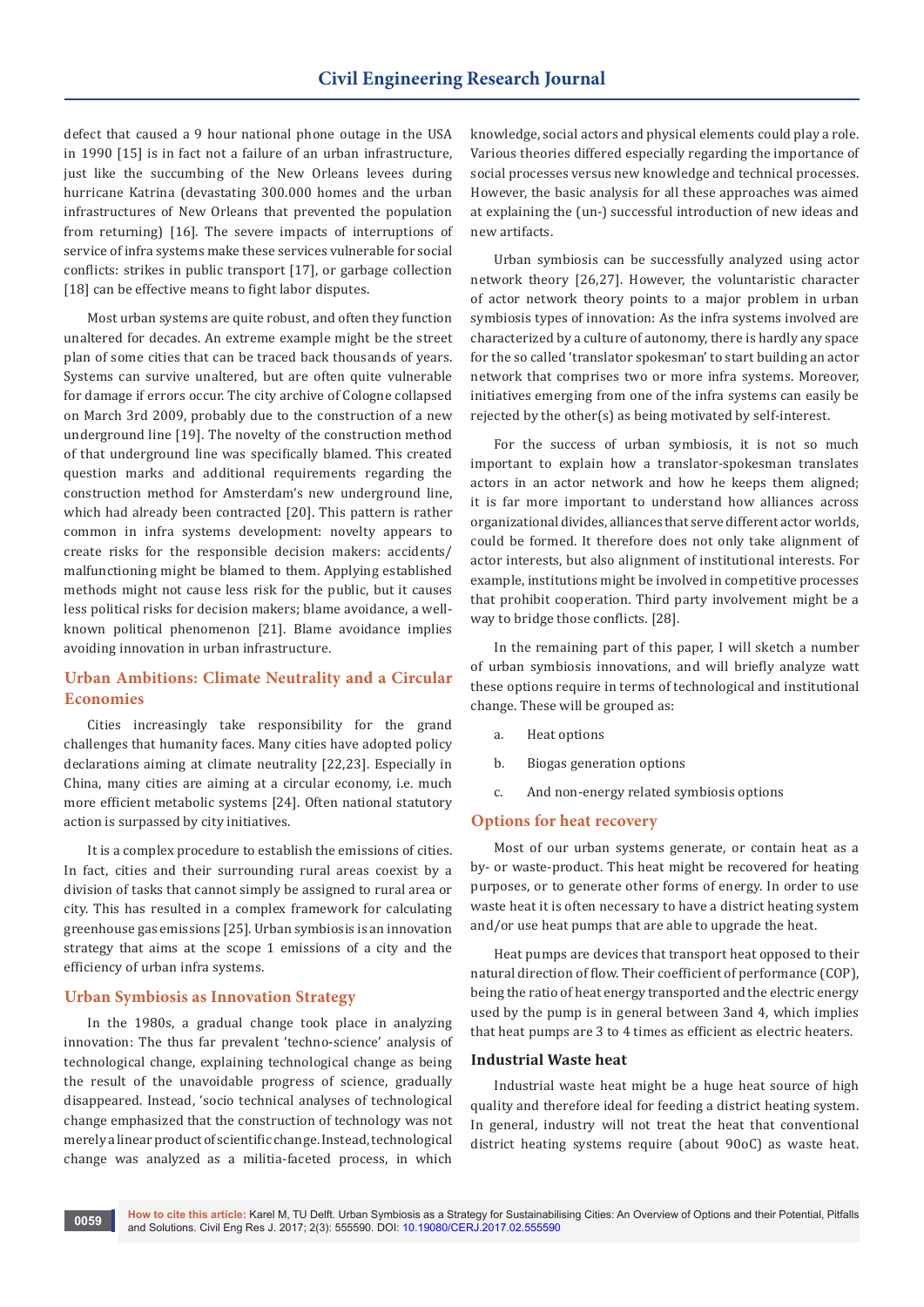defect that caused a 9 hour national phone outage in the USA in 1990 [15] is in fact not a failure of an urban infrastructure, just like the succumbing of the New Orleans levees during hurricane Katrina (devastating 300.000 homes and the urban infrastructures of New Orleans that prevented the population from returning) [16]. The severe impacts of interruptions of service of infra systems make these services vulnerable for social conflicts: strikes in public transport [17], or garbage collection [18] can be effective means to fight labor disputes.

Most urban systems are quite robust, and often they function unaltered for decades. An extreme example might be the street plan of some cities that can be traced back thousands of years. Systems can survive unaltered, but are often quite vulnerable for damage if errors occur. The city archive of Cologne collapsed on March 3rd 2009, probably due to the construction of a new underground line [19]. The novelty of the construction method of that underground line was specifically blamed. This created question marks and additional requirements regarding the construction method for Amsterdam's new underground line, which had already been contracted [20]. This pattern is rather common in infra systems development: novelty appears to create risks for the responsible decision makers: accidents/ malfunctioning might be blamed to them. Applying established methods might not cause less risk for the public, but it causes less political risks for decision makers; blame avoidance, a well-known political phenomenon [21]. Blame avoidance implies avoiding innovation in urban infrastructure.

## Urban Ambitions: Climate Neutrality and a Circular Economies

Cities increasingly take responsibility for the grand challenges that humanity faces. Many cities have adopted policy declarations aiming at climate neutrality [22,23]. Especially in China, many cities are aiming at a circular economy, i.e. much more efficient metabolic systems [24]. Often national statutory action is surpassed by city initiatives.

It is a complex procedure to establish the emissions of cities. In fact, cities and their surrounding rural areas coexist by a division of tasks that cannot simply be assigned to rural area or city. This has resulted in a complex framework for calculating greenhouse gas emissions [25]. Urban symbiosis is an innovation strategy that aims at the scope 1 emissions of a city and the efficiency of urban infra systems.

## Urban Symbiosis as Innovation Strategy

In the 1980s, a gradual change took place in analyzing innovation: The thus far prevalent 'techno-science' analysis of technological change, explaining technological change as being the result of the unavoidable progress of science, gradually disappeared. Instead, 'socio technical analyses of technological change emphasized that the construction of technology was not merely a linear product of scientific change. Instead, technological change was analyzed as a militia-faceted process, in which knowledge, social actors and physical elements could play a role. Various theories differed especially regarding the importance of social processes versus new knowledge and technical processes. However, the basic analysis for all these approaches was aimed at explaining the (un-) successful introduction of new ideas and new artifacts.

Urban symbiosis can be successfully analyzed using actor network theory [26,27]. However, the voluntaristic character of actor network theory points to a major problem in urban symbiosis types of innovation: As the infra systems involved are characterized by a culture of autonomy, there is hardly any space for the so called 'translator spokesman' to start building an actor network that comprises two or more infra systems. Moreover, initiatives emerging from one of the infra systems can easily be rejected by the other(s) as being motivated by self-interest.

For the success of urban symbiosis, it is not so much important to explain how a translator-spokesman translates actors in an actor network and how he keeps them aligned; it is far more important to understand how alliances across organizational divides, alliances that serve different actor worlds, could be formed. It therefore does not only take alignment of actor interests, but also alignment of institutional interests. For example, institutions might be involved in competitive processes that prohibit cooperation. Third party involvement might be a way to bridge those conflicts. [28].

In the remaining part of this paper, I will sketch a number of urban symbiosis innovations, and will briefly analyze watt these options require in terms of technological and institutional change. These will be grouped as:

a. Heat options

b. Biogas generation options

c. And non-energy related symbiosis options

## Options for heat recovery

Most of our urban systems generate, or contain heat as a by- or waste-product. This heat might be recovered for heating purposes, or to generate other forms of energy. In order to use waste heat it is often necessary to have a district heating system and/or use heat pumps that are able to upgrade the heat.

Heat pumps are devices that transport heat opposed to their natural direction of flow. Their coefficient of performance (COP), being the ratio of heat energy transported and the electric energy used by the pump is in general between 3and 4, which implies that heat pumps are 3 to 4 times as efficient as electric heaters.

### Industrial Waste heat

Industrial waste heat might be a huge heat source of high quality and therefore ideal for feeding a district heating system. In general, industry will not treat the heat that conventional district heating systems require (about 90oC) as waste heat.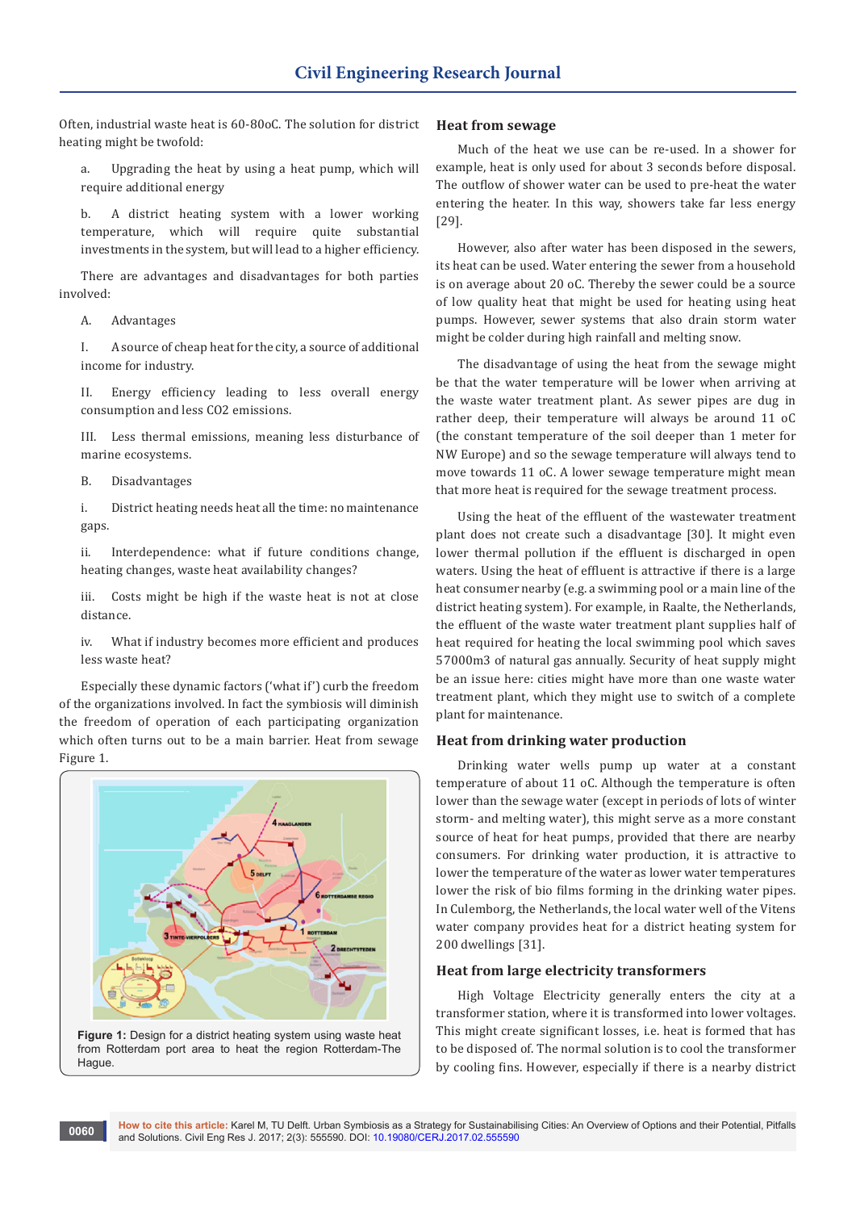Often, industrial waste heat is 60-80oC. The solution for district heating might be twofold:

a. Upgrading the heat by using a heat pump, which will require additional energy

b. A district heating system with a lower working temperature, which will require quite substantial investments in the system, but will lead to a higher efficiency.

There are advantages and disadvantages for both parties involved:

A. Advantages

I. A source of cheap heat for the city, a source of additional income for industry.

II. Energy efficiency leading to less overall energy consumption and less CO2 emissions.

III. Less thermal emissions, meaning less disturbance of marine ecosystems.

B. Disadvantages

i. District heating needs heat all the time: no maintenance gaps.

ii. Interdependence: what if future conditions change, heating changes, waste heat availability changes?

iii. Costs might be high if the waste heat is not at close distance.

iv. What if industry becomes more efficient and produces less waste heat?

Especially these dynamic factors ('what if') curb the freedom of the organizations involved. In fact the symbiosis will diminish the freedom of operation of each participating organization which often turns out to be a main barrier. Heat from sewage Figure 1.

**Figure 1:** Design for a district heating system using waste heat from Rotterdam port area to heat the region Rotterdam-The Hague.

## Heat from sewage

Much of the heat we use can be re-used. In a shower for example, heat is only used for about 3 seconds before disposal. The outflow of shower water can be used to pre-heat the water entering the heater. In this way, showers take far less energy [29].

However, also after water has been disposed in the sewers, its heat can be used. Water entering the sewer from a household is on average about 20 oC. Thereby the sewer could be a source of low quality heat that might be used for heating using heat pumps. However, sewer systems that also drain storm water might be colder during high rainfall and melting snow.

The disadvantage of using the heat from the sewage might be that the water temperature will be lower when arriving at the waste water treatment plant. As sewer pipes are dug in rather deep, their temperature will always be around 11 oC (the constant temperature of the soil deeper than 1 meter for NW Europe) and so the sewage temperature will always tend to move towards 11 oC. A lower sewage temperature might mean that more heat is required for the sewage treatment process.

Using the heat of the effluent of the wastewater treatment plant does not create such a disadvantage [30]. It might even lower thermal pollution if the effluent is discharged in open waters. Using the heat of effluent is attractive if there is a large heat consumer nearby (e.g. a swimming pool or a main line of the district heating system). For example, in Raalte, the Netherlands, the effluent of the waste water treatment plant supplies half of heat required for heating the local swimming pool which saves 57000m3 of natural gas annually. Security of heat supply might be an issue here: cities might have more than one waste water treatment plant, which they might use to switch of a complete plant for maintenance.

## Heat from drinking water production

Drinking water wells pump up water at a constant temperature of about 11 oC. Although the temperature is often lower than the sewage water (except in periods of lots of winter storm- and melting water), this might serve as a more constant source of heat for heat pumps, provided that there are nearby consumers. For drinking water production, it is attractive to lower the temperature of the water as lower water temperatures lower the risk of bio films forming in the drinking water pipes. In Culemborg, the Netherlands, the local water well of the Vitens water company provides heat for a district heating system for 200 dwellings [31].

## Heat from large electricity transformers

High Voltage Electricity generally enters the city at a transformer station, where it is transformed into lower voltages. This might create significant losses, i.e. heat is formed that has to be disposed of. The normal solution is to cool the transformer by cooling fins. However, especially if there is a nearby district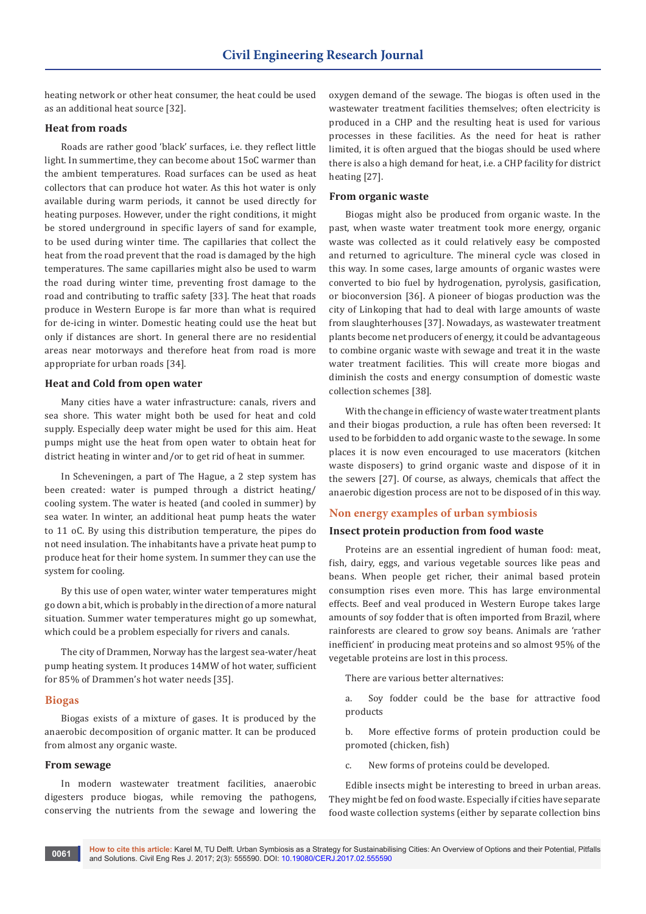heating network or other heat consumer, the heat could be used as an additional heat source [32].

### Heat from roads

Roads are rather good 'black' surfaces, i.e. they reflect little light. In summertime, they can become about 15oC warmer than the ambient temperatures. Road surfaces can be used as heat collectors that can produce hot water. As this hot water is only available during warm periods, it cannot be used directly for heating purposes. However, under the right conditions, it might be stored underground in specific layers of sand for example, to be used during winter time. The capillaries that collect the heat from the road prevent that the road is damaged by the high temperatures. The same capillaries might also be used to warm the road during winter time, preventing frost damage to the road and contributing to traffic safety [33]. The heat that roads produce in Western Europe is far more than what is required for de-icing in winter. Domestic heating could use the heat but only if distances are short. In general there are no residential areas near motorways and therefore heat from road is more appropriate for urban roads [34].

### Heat and Cold from open water

Many cities have a water infrastructure: canals, rivers and sea shore. This water might both be used for heat and cold supply. Especially deep water might be used for this aim. Heat pumps might use the heat from open water to obtain heat for district heating in winter and/or to get rid of heat in summer.

In Scheveningen, a part of The Hague, a 2 step system has been created: water is pumped through a district heating/cooling system. The water is heated (and cooled in summer) by sea water. In winter, an additional heat pump heats the water to 11 oC. By using this distribution temperature, the pipes do not need insulation. The inhabitants have a private heat pump to produce heat for their home system. In summer they can use the system for cooling.

By this use of open water, winter water temperatures might go down a bit, which is probably in the direction of a more natural situation. Summer water temperatures might go up somewhat, which could be a problem especially for rivers and canals.

The city of Drammen, Norway has the largest sea-water/heat pump heating system. It produces 14MW of hot water, sufficient for 85% of Drammen's hot water needs [35].

## Biogas

Biogas exists of a mixture of gases. It is produced by the anaerobic decomposition of organic matter. It can be produced from almost any organic waste.

### From sewage

In modern wastewater treatment facilities, anaerobic digesters produce biogas, while removing the pathogens, conserving the nutrients from the sewage and lowering the oxygen demand of the sewage. The biogas is often used in the wastewater treatment facilities themselves; often electricity is produced in a CHP and the resulting heat is used for various processes in these facilities. As the need for heat is rather limited, it is often argued that the biogas should be used where there is also a high demand for heat, i.e. a CHP facility for district heating [27].

### From organic waste

Biogas might also be produced from organic waste. In the past, when waste water treatment took more energy, organic waste was collected as it could relatively easy be composted and returned to agriculture. The mineral cycle was closed in this way. In some cases, large amounts of organic wastes were converted to bio fuel by hydrogenation, pyrolysis, gasification, or bioconversion [36]. A pioneer of biogas production was the city of Linkoping that had to deal with large amounts of waste from slaughterhouses [37]. Nowadays, as wastewater treatment plants become net producers of energy, it could be advantageous to combine organic waste with sewage and treat it in the waste water treatment facilities. This will create more biogas and diminish the costs and energy consumption of domestic waste collection schemes [38].

With the change in efficiency of waste water treatment plants and their biogas production, a rule has often been reversed: It used to be forbidden to add organic waste to the sewage. In some places it is now even encouraged to use macerators (kitchen waste disposers) to grind organic waste and dispose of it in the sewers [27]. Of course, as always, chemicals that affect the anaerobic digestion process are not to be disposed of in this way.

## Non energy examples of urban symbiosis

### Insect protein production from food waste

Proteins are an essential ingredient of human food: meat, fish, dairy, eggs, and various vegetable sources like peas and beans. When people get richer, their animal based protein consumption rises even more. This has large environmental effects. Beef and veal produced in Western Europe takes large amounts of soy fodder that is often imported from Brazil, where rainforests are cleared to grow soy beans. Animals are 'rather inefficient' in producing meat proteins and so almost 95% of the vegetable proteins are lost in this process.

There are various better alternatives:

a. Soy fodder could be the base for attractive food products

b. More effective forms of protein production could be promoted (chicken, fish)

c. New forms of proteins could be developed.

Edible insects might be interesting to breed in urban areas. They might be fed on food waste. Especially if cities have separate food waste collection systems (either by separate collection bins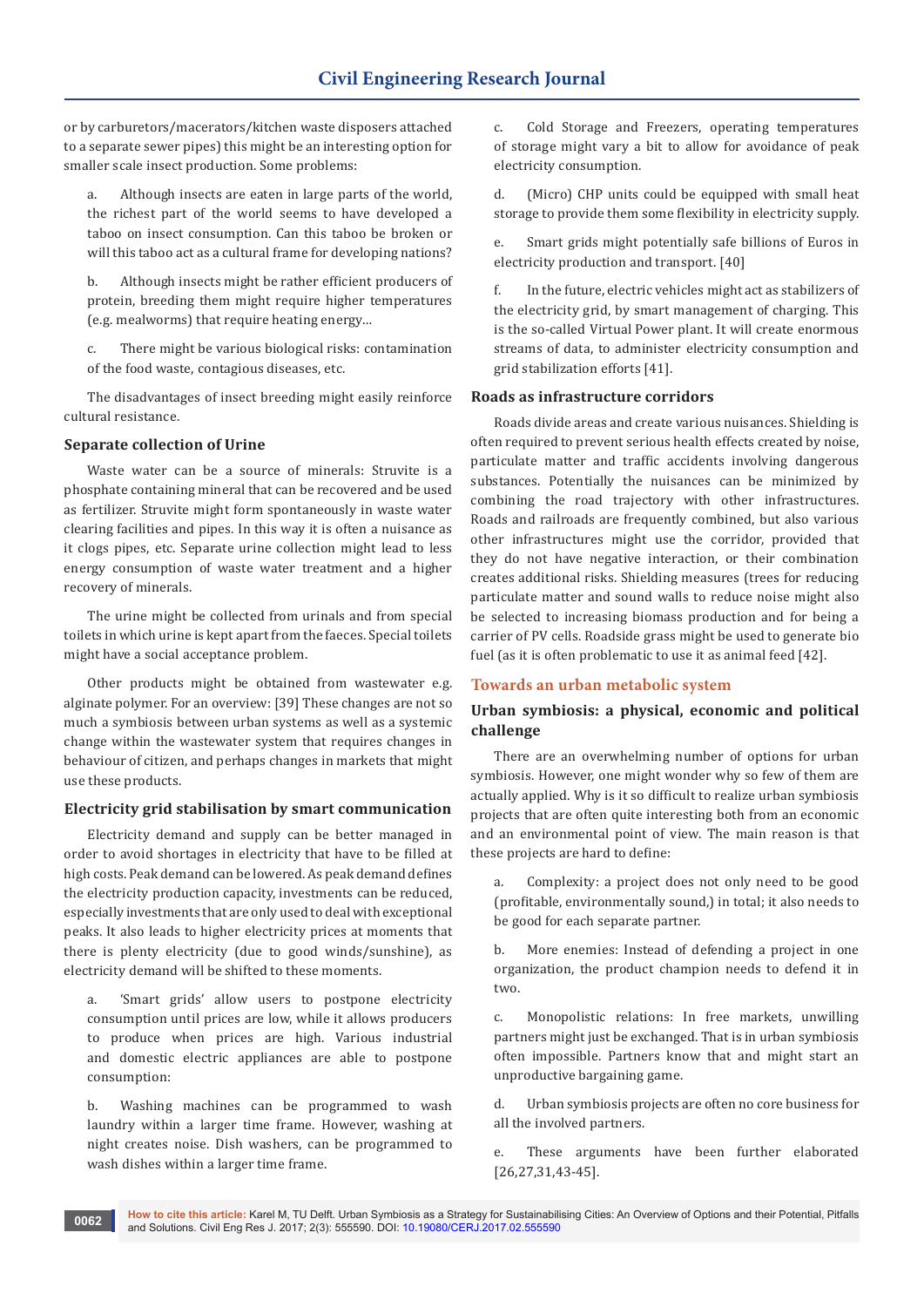or by carburetors/macerators/kitchen waste disposers attached to a separate sewer pipes) this might be an interesting option for smaller scale insect production. Some problems:

a. Although insects are eaten in large parts of the world, the richest part of the world seems to have developed a taboo on insect consumption. Can this taboo be broken or will this taboo act as a cultural frame for developing nations?

b. Although insects might be rather efficient producers of protein, breeding them might require higher temperatures (e.g. mealworms) that require heating energy...

c. There might be various biological risks: contamination of the food waste, contagious diseases, etc.

The disadvantages of insect breeding might easily reinforce cultural resistance.

### Separate collection of Urine

Waste water can be a source of minerals: Struvite is a phosphate containing mineral that can be recovered and be used as fertilizer. Struvite might form spontaneously in waste water clearing facilities and pipes. In this way it is often a nuisance as it clogs pipes, etc. Separate urine collection might lead to less energy consumption of waste water treatment and a higher recovery of minerals.

The urine might be collected from urinals and from special toilets in which urine is kept apart from the faeces. Special toilets might have a social acceptance problem.

Other products might be obtained from wastewater e.g. alginate polymer. For an overview: [39] These changes are not so much a symbiosis between urban systems as well as a systemic change within the wastewater system that requires changes in behaviour of citizen, and perhaps changes in markets that might use these products.

### Electricity grid stabilisation by smart communication

Electricity demand and supply can be better managed in order to avoid shortages in electricity that have to be filled at high costs. Peak demand can be lowered. As peak demand defines the electricity production capacity, investments can be reduced, especially investments that are only used to deal with exceptional peaks. It also leads to higher electricity prices at moments that there is plenty electricity (due to good winds/sunshine), as electricity demand will be shifted to these moments.

a. 'Smart grids' allow users to postpone electricity consumption until prices are low, while it allows producers to produce when prices are high. Various industrial and domestic electric appliances are able to postpone consumption:

b. Washing machines can be programmed to wash laundry within a larger time frame. However, washing at night creates noise. Dish washers, can be programmed to wash dishes within a larger time frame.

c. Cold Storage and Freezers, operating temperatures of storage might vary a bit to allow for avoidance of peak electricity consumption.

d. (Micro) CHP units could be equipped with small heat storage to provide them some flexibility in electricity supply.

e. Smart grids might potentially safe billions of Euros in electricity production and transport. [40]

f. In the future, electric vehicles might act as stabilizers of the electricity grid, by smart management of charging. This is the so-called Virtual Power plant. It will create enormous streams of data, to administer electricity consumption and grid stabilization efforts [41].

### Roads as infrastructure corridors

Roads divide areas and create various nuisances. Shielding is often required to prevent serious health effects created by noise, particulate matter and traffic accidents involving dangerous substances. Potentially the nuisances can be minimized by combining the road trajectory with other infrastructures. Roads and railroads are frequently combined, but also various other infrastructures might use the corridor, provided that they do not have negative interaction, or their combination creates additional risks. Shielding measures (trees for reducing particulate matter and sound walls to reduce noise might also be selected to increasing biomass production and for being a carrier of PV cells. Roadside grass might be used to generate bio fuel (as it is often problematic to use it as animal feed [42].

## Towards an urban metabolic system

### Urban symbiosis: a physical, economic and political challenge

There are an overwhelming number of options for urban symbiosis. However, one might wonder why so few of them are actually applied. Why is it so difficult to realize urban symbiosis projects that are often quite interesting both from an economic and an environmental point of view. The main reason is that these projects are hard to define:

a. Complexity: a project does not only need to be good (profitable, environmentally sound,) in total; it also needs to be good for each separate partner.

b. More enemies: Instead of defending a project in one organization, the product champion needs to defend it in two.

c. Monopolistic relations: In free markets, unwilling partners might just be exchanged. That is in urban symbiosis often impossible. Partners know that and might start an unproductive bargaining game.

d. Urban symbiosis projects are often no core business for all the involved partners.

e. These arguments have been further elaborated [26,27,31,43-45].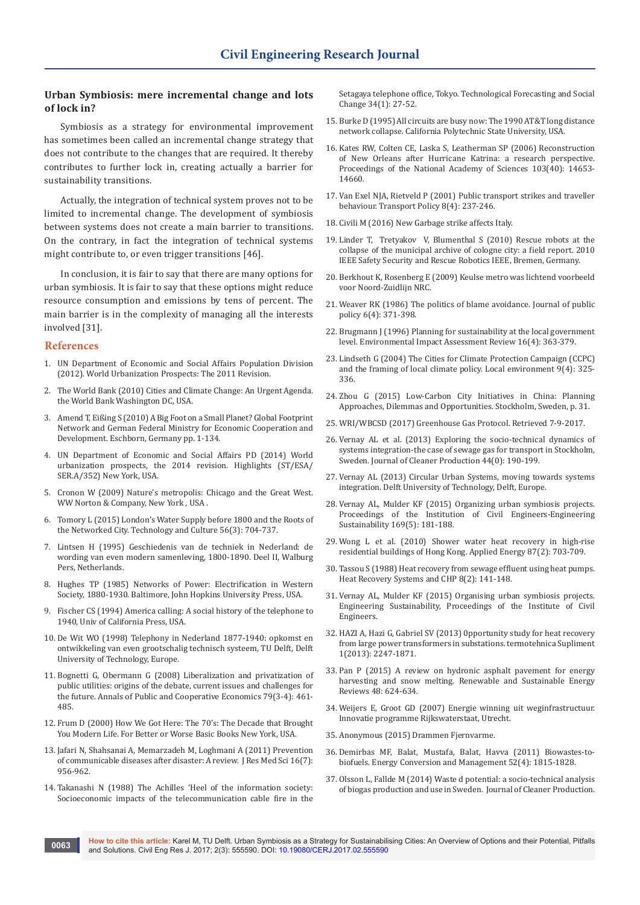### Urban Symbiosis: mere incremental change and lots of lock in?

Symbiosis as a strategy for environmental improvement has sometimes been called an incremental change strategy that does not contribute to the changes that are required. It thereby contributes to further lock in, creating actually a barrier for sustainability transitions.

Actually, the integration of technical system proves not to be limited to incremental change. The development of symbiosis between systems does not create a main barrier to transitions. On the contrary, in fact the integration of technical systems might contribute to, or even trigger transitions [46].

In conclusion, it is fair to say that there are many options for urban symbiosis. It is fair to say that these options might reduce resource consumption and emissions by tens of percent. The main barrier is in the complexity of managing all the interests involved [31].

## References

1. UN Department of Economic and Social Affairs Population Division (2012). World Urbanization Prospects: The 2011 Revision.
2. The World Bank (2010) Cities and Climate Change: An Urgent Agenda. the World Bank Washington DC, USA.
3. Amend T, Eißing S (2010) A Big Foot on a Small Planet? Global Footprint Network and German Federal Ministry for Economic Cooperation and Development. Eschborn, Germany pp. 1-134.
4. UN Department of Economic and Social Affairs PD (2014) World urbanization prospects, the 2014 revision. Highlights (ST/ESA/SER.A/352) New York, USA.
5. Cronon W (2009) Nature's metropolis: Chicago and the Great West. WW Norton & Company, New York , USA .
6. Tomory L (2015) London's Water Supply before 1800 and the Roots of the Networked City. Technology and Culture 56(3): 704-737.
7. Lintsen H (1995) Geschiedenis van de techniek in Nederland: de wording van even modern samenleving, 1800-1890. Deel II, Walburg Pers, Netherlands.
8. Hughes TP (1985) Networks of Power: Electrification in Western Society, 1880-1930. Baltimore, John Hopkins University Press, USA.
9. Fischer CS (1994) America calling: A social history of the telephone to 1940, Univ of California Press, USA.
10. De Wit WO (1998) Telephony in Nederland 1877-1940: opkomst en ontwikkeling van even grootschalig technisch systeem, TU Delft, Delft University of Technology, Europe.
11. Bognetti G, Obermann G (2008) Liberalization and privatization of public utilities: origins of the debate, current issues and challenges for the future. Annals of Public and Cooperative Economics 79(3-4): 461-485.
12. Frum D (2000) How We Got Here: The 70's: The Decade that Brought You Modern Life. For Better or Worse Basic Books New York, USA.
13. Jafari N, Shahsanai A, Memarzadeh M, Loghmani A (2011) Prevention of communicable diseases after disaster: A review. J Res Med Sci 16(7): 956-962.
14. Takanashi N (1988) The Achilles 'Heel of the information society: Socioeconomic impacts of the telecommunication cable fire in the Setagaya telephone office, Tokyo. Technological Forecasting and Social Change 34(1): 27-52.
15. Burke D (1995) All circuits are busy now: The 1990 AT&T long distance network collapse. California Polytechnic State University, USA.
16. Kates RW, Colten CE, Laska S, Leatherman SP (2006) Reconstruction of New Orleans after Hurricane Katrina: a research perspective. Proceedings of the National Academy of Sciences 103(40): 14653-14660.
17. Van Exel NJA, Rietveld P (2001) Public transport strikes and traveller behaviour. Transport Policy 8(4): 237-246.
18. Civili M (2016) New Garbage strike affects Italy.
19. Linder T, Tretyakov V, Blumenthal S (2010) Rescue robots at the collapse of the municipal archive of cologne city: a field report. 2010 IEEE Safety Security and Rescue Robotics IEEE, Bremen, Germany.
20. Berkhout K, Rosenberg E (2009) Keulse metro was lichtend voorbeeld voor Noord-Zuidlijn NRC.
21. Weaver RK (1986) The politics of blame avoidance. Journal of public policy 6(4): 371-398.
22. Brugmann J (1996) Planning for sustainability at the local government level. Environmental Impact Assessment Review 16(4): 363-379.
23. Lindseth G (2004) The Cities for Climate Protection Campaign (CCPC) and the framing of local climate policy. Local environment 9(4): 325-336.
24. Zhou G (2015) Low-Carbon City Initiatives in China: Planning Approaches, Dilemmas and Opportunities. Stockholm, Sweden, p. 31.
25. WRI/WBCSD (2017) Greenhouse Gas Protocol. Retrieved 7-9-2017.
26. Vernay AL et al. (2013) Exploring the socio-technical dynamics of systems integration-the case of sewage gas for transport in Stockholm, Sweden. Journal of Cleaner Production 44(0): 190-199.
27. Vernay AL (2013) Circular Urban Systems, moving towards systems integration. Delft University of Technology, Delft, Europe.
28. Vernay AL, Mulder KF (2015) Organizing urban symbiosis projects. Proceedings of the Institution of Civil Engineers-Engineering Sustainability 169(5): 181-188.
29. Wong L et al. (2010) Shower water heat recovery in high-rise residential buildings of Hong Kong. Applied Energy 87(2): 703-709.
30. Tassou S (1988) Heat recovery from sewage effluent using heat pumps. Heat Recovery Systems and CHP 8(2): 141-148.
31. Vernay AL, Mulder KF (2015) Organising urban symbiosis projects. Engineering Sustainability, Proceedings of the Institute of Civil Engineers.
32. HAZI A, Hazi G, Gabriel SV (2013) 0pportunity study for heat recovery from large power transformers in substations. termotehnica Supliment 1(2013): 2247-1871.
33. Pan P (2015) A review on hydronic asphalt pavement for energy harvesting and snow melting. Renewable and Sustainable Energy Reviews 48: 624-634.
34. Weijers E, Groot GD (2007) Energie winning uit weginfrastructuur. Innovatie programme Rijkswaterstaat, Utrecht.
35. Anonymous (2015) Drammen Fjernvarme.
36. Demirbas MF, Balat, Mustafa, Balat, Havva (2011) Biowastes-to-biofuels. Energy Conversion and Management 52(4): 1815-1828.
37. Olsson L, Fallde M (2014) Waste d potential: a socio-technical analysis of biogas production and use in Sweden. Journal of Cleaner Production.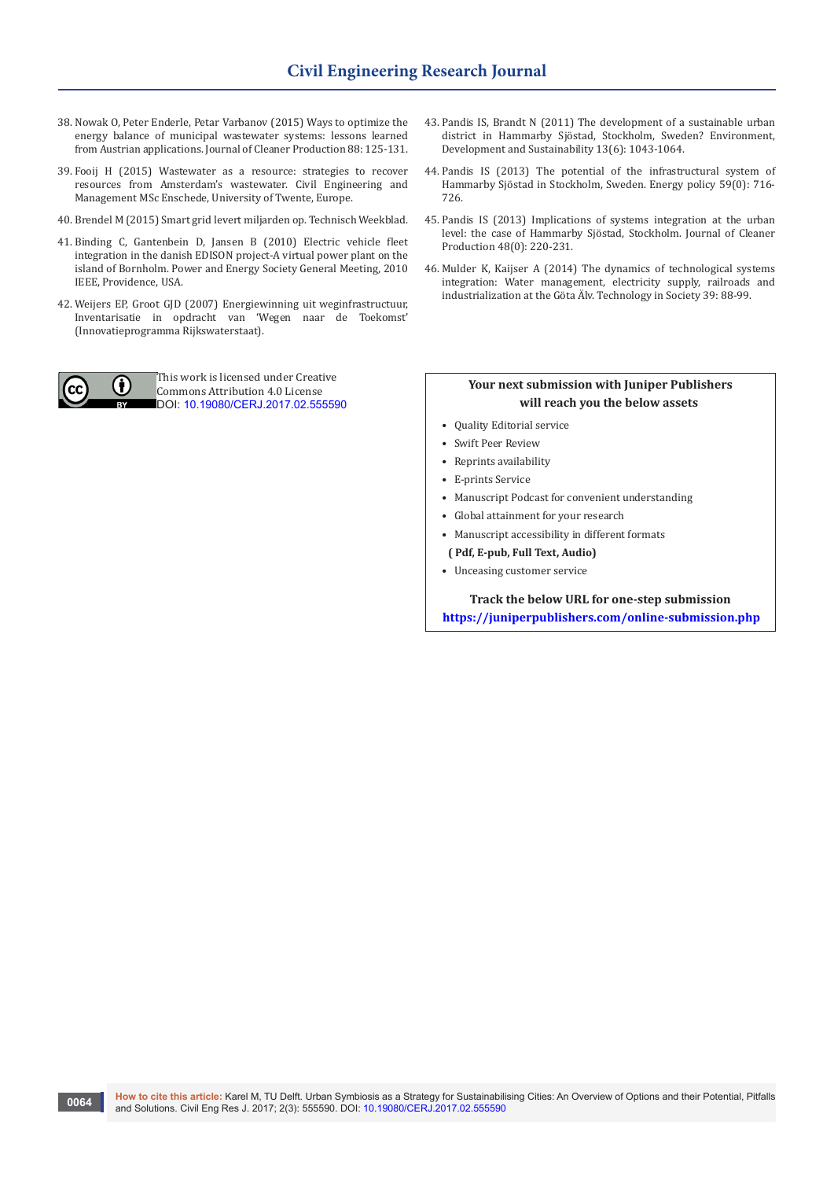38. Nowak O, Peter Enderle, Petar Varbanov (2015) Ways to optimize the energy balance of municipal wastewater systems: lessons learned from Austrian applications. Journal of Cleaner Production 88: 125-131.
39. Fooij H (2015) Wastewater as a resource: strategies to recover resources from Amsterdam's wastewater. Civil Engineering and Management MSc Enschede, University of Twente, Europe.
40. Brendel M (2015) Smart grid levert miljarden op. Technisch Weekblad.
41. Binding C, Gantenbein D, Jansen B (2010) Electric vehicle fleet integration in the danish EDISON project-A virtual power plant on the island of Bornholm. Power and Energy Society General Meeting, 2010 IEEE, Providence, USA.
42. Weijers EP, Groot GJD (2007) Energiewinning uit weginfrastructuur, Inventarisatie in opdracht van 'Wegen naar de Toekomst' (Innovatieprogramma Rijkswaterstaat).
43. Pandis IS, Brandt N (2011) The development of a sustainable urban district in Hammarby Sjöstad, Stockholm, Sweden? Environment, Development and Sustainability 13(6): 1043-1064.
44. Pandis IS (2013) The potential of the infrastructural system of Hammarby Sjöstad in Stockholm, Sweden. Energy policy 59(0): 716-726.
45. Pandis IS (2013) Implications of systems integration at the urban level: the case of Hammarby Sjöstad, Stockholm. Journal of Cleaner Production 48(0): 220-231.
46. Mulder K, Kaijser A (2014) The dynamics of technological systems integration: Water management, electricity supply, railroads and industrialization at the Göta Älv. Technology in Society 39: 88-99.

This work is licensed under Creative Commons Attribution 4.0 License
DOI: 10.19080/CERJ.2017.02.555590

**Your next submission with Juniper Publishers will reach you the below assets**

- Quality Editorial service
- Swift Peer Review
- Reprints availability
- E-prints Service
- Manuscript Podcast for convenient understanding
- Global attainment for your research
- Manuscript accessibility in different formats

**( Pdf, E-pub, Full Text, Audio)**

- Unceasing customer service

**Track the below URL for one-step submission**
**https://juniperpublishers.com/online-submission.php**

**How to cite this article:** Karel M, TU Delft. Urban Symbiosis as a Strategy for Sustainabilising Cities: An Overview of Options and their Potential, Pitfalls and Solutions. Civil Eng Res J. 2017; 2(3): 555590. DOI: 10.19080/CERJ.2017.02.555590